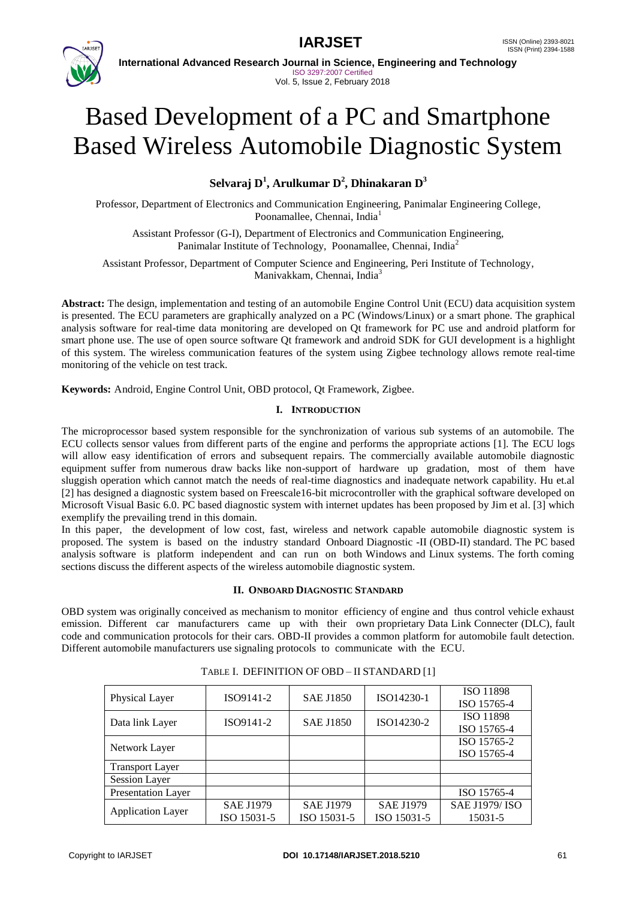# Based Development of a PC and Smartphone Based Wireless Automobile Diagnostic System

**Selvaraj D[1], Arulkumar D[2], Dhinakaran D[3]**

Professor, Department of Electronics and Communication Engineering, Panimalar Engineering College, Poonamallee, Chennai, India[1]

Assistant Professor (G-I), Department of Electronics and Communication Engineering, Panimalar Institute of Technology, Poonamallee, Chennai, India[2]

Assistant Professor, Department of Computer Science and Engineering, Peri Institute of Technology, Manivakkam, Chennai, India[3]

**Abstract:** The design, implementation and testing of an automobile Engine Control Unit (ECU) data acquisition system is presented. The ECU parameters are graphically analyzed on a PC (Windows/Linux) or a smart phone. The graphical analysis software for real-time data monitoring are developed on Qt framework for PC use and android platform for smart phone use. The use of open source software Qt framework and android SDK for GUI development is a highlight of this system. The wireless communication features of the system using Zigbee technology allows remote real-time monitoring of the vehicle on test track.

**Keywords:** Android, Engine Control Unit, OBD protocol, Qt Framework, Zigbee.

## I. INTRODUCTION

The microprocessor based system responsible for the synchronization of various sub systems of an automobile. The ECU collects sensor values from different parts of the engine and performs the appropriate actions [1]. The ECU logs will allow easy identification of errors and subsequent repairs. The commercially available automobile diagnostic equipment suffer from numerous draw backs like non-support of hardware up gradation, most of them have sluggish operation which cannot match the needs of real-time diagnostics and inadequate network capability. Hu et.al [2] has designed a diagnostic system based on Freescale16-bit microcontroller with the graphical software developed on Microsoft Visual Basic 6.0. PC based diagnostic system with internet updates has been proposed by Jim et al. [3] which exemplify the prevailing trend in this domain.

In this paper, the development of low cost, fast, wireless and network capable automobile diagnostic system is proposed. The system is based on the industry standard Onboard Diagnostic -II (OBD-II) standard. The PC based analysis software is platform independent and can run on both Windows and Linux systems. The forth coming sections discuss the different aspects of the wireless automobile diagnostic system.

## II. ONBOARD DIAGNOSTIC STANDARD

OBD system was originally conceived as mechanism to monitor efficiency of engine and thus control vehicle exhaust emission. Different car manufacturers came up with their own proprietary Data Link Connecter (DLC), fault code and communication protocols for their cars. OBD-II provides a common platform for automobile fault detection. Different automobile manufacturers use signaling protocols to communicate with the ECU.

TABLE I. DEFINITION OF OBD – II STANDARD [1]

| | | | | |
|---|---|---|---|---|
| Physical Layer | ISO9141-2 | SAE J1850 | ISO14230-1 | ISO 11898<br>ISO 15765-4 |
| Data link Layer | ISO9141-2 | SAE J1850 | ISO14230-2 | ISO 11898<br>ISO 15765-4 |
| Network Layer | | | | ISO 15765-2<br>ISO 15765-4 |
| Transport Layer | | | | |
| Session Layer | | | | |
| Presentation Layer | | | | ISO 15765-4 |
| Application Layer | SAE J1979<br>ISO 15031-5 | SAE J1979<br>ISO 15031-5 | SAE J1979<br>ISO 15031-5 | SAE J1979/ ISO 15031-5 |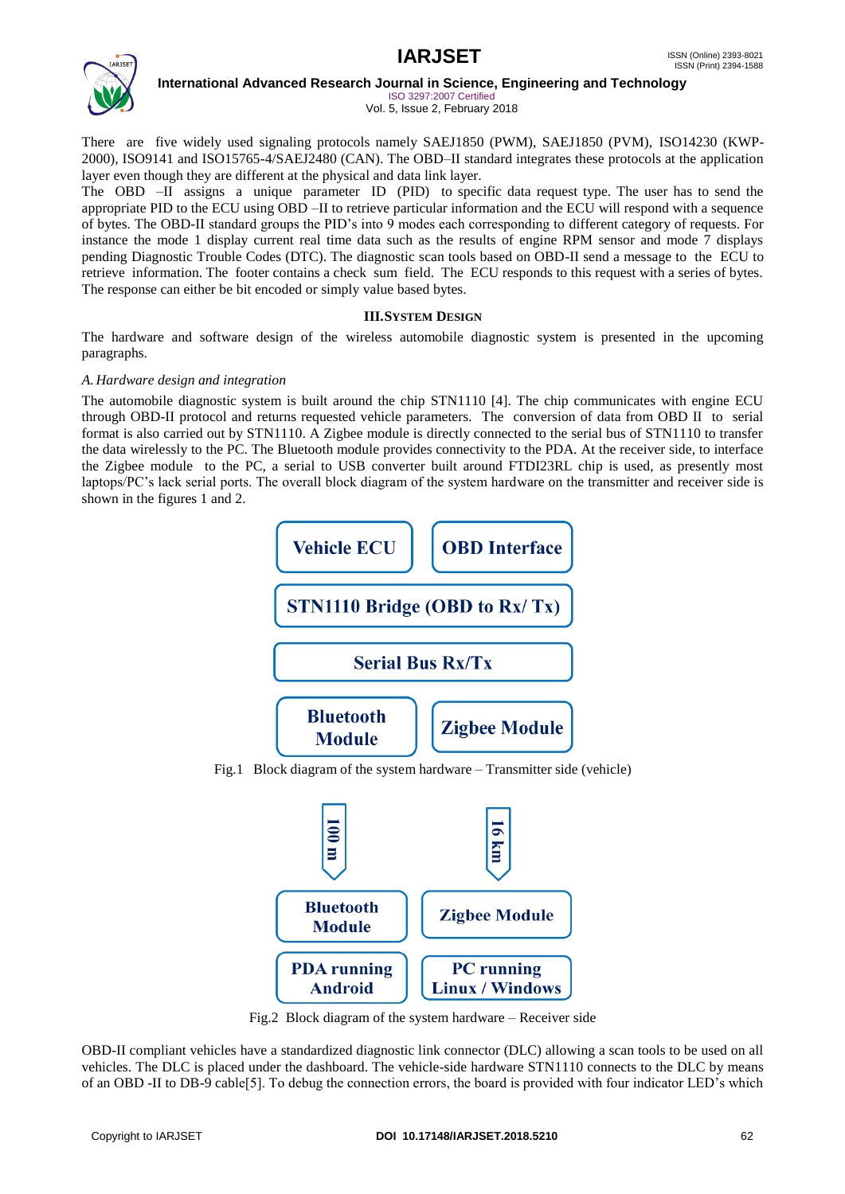There are five widely used signaling protocols namely SAEJ1850 (PWM), SAEJ1850 (PVM), ISO14230 (KWP-2000), ISO9141 and ISO15765-4/SAEJ2480 (CAN). The OBD–II standard integrates these protocols at the application layer even though they are different at the physical and data link layer.

The OBD –II assigns a unique parameter ID (PID) to specific data request type. The user has to send the appropriate PID to the ECU using OBD –II to retrieve particular information and the ECU will respond with a sequence of bytes. The OBD-II standard groups the PID's into 9 modes each corresponding to different category of requests. For instance the mode 1 display current real time data such as the results of engine RPM sensor and mode 7 displays pending Diagnostic Trouble Codes (DTC). The diagnostic scan tools based on OBD-II send a message to the ECU to retrieve information. The footer contains a check sum field. The ECU responds to this request with a series of bytes. The response can either be bit encoded or simply value based bytes.

## III. SYSTEM DESIGN

The hardware and software design of the wireless automobile diagnostic system is presented in the upcoming paragraphs.

### *A. Hardware design and integration*

The automobile diagnostic system is built around the chip STN1110 [4]. The chip communicates with engine ECU through OBD-II protocol and returns requested vehicle parameters. The conversion of data from OBD II to serial format is also carried out by STN1110. A Zigbee module is directly connected to the serial bus of STN1110 to transfer the data wirelessly to the PC. The Bluetooth module provides connectivity to the PDA. At the receiver side, to interface the Zigbee module to the PC, a serial to USB converter built around FTDI23RL chip is used, as presently most laptops/PC's lack serial ports. The overall block diagram of the system hardware on the transmitter and receiver side is shown in the figures 1 and 2.

Vehicle ECU | OBD Interface

STN1110 Bridge (OBD to Rx/ Tx)

Serial Bus Rx/Tx

Bluetooth Module | Zigbee Module

Fig.1 Block diagram of the system hardware – Transmitter side (vehicle)

100 m | 16 km

Bluetooth Module | Zigbee Module

PDA running Android | PC running Linux / Windows

Fig.2 Block diagram of the system hardware – Receiver side

OBD-II compliant vehicles have a standardized diagnostic link connector (DLC) allowing a scan tools to be used on all vehicles. The DLC is placed under the dashboard. The vehicle-side hardware STN1110 connects to the DLC by means of an OBD -II to DB-9 cable[5]. To debug the connection errors, the board is provided with four indicator LED's which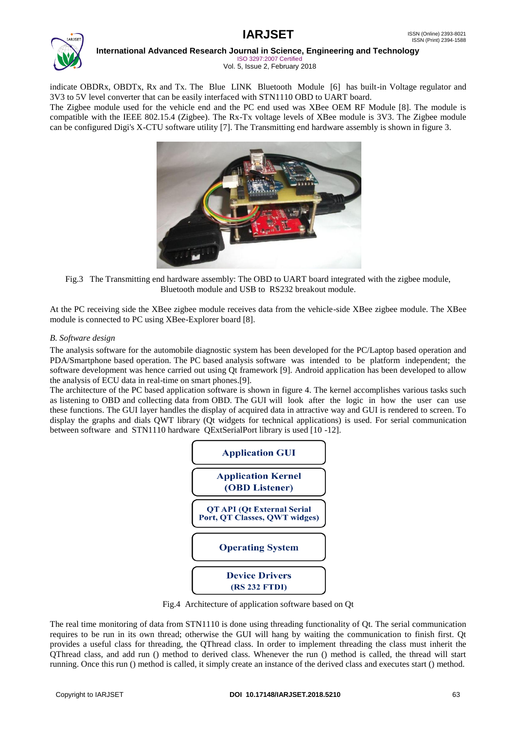indicate OBDRx, OBDTx, Rx and Tx. The Blue LINK Bluetooth Module [6] has built-in Voltage regulator and 3V3 to 5V level converter that can be easily interfaced with STN1110 OBD to UART board.

The Zigbee module used for the vehicle end and the PC end used was XBee OEM RF Module [8]. The module is compatible with the IEEE 802.15.4 (Zigbee). The Rx-Tx voltage levels of XBee module is 3V3. The Zigbee module can be configured Digi's X-CTU software utility [7]. The Transmitting end hardware assembly is shown in figure 3.

Fig.3 The Transmitting end hardware assembly: The OBD to UART board integrated with the zigbee module, Bluetooth module and USB to RS232 breakout module.

At the PC receiving side the XBee zigbee module receives data from the vehicle-side XBee zigbee module. The XBee module is connected to PC using XBee-Explorer board [8].

*B. Software design*

The analysis software for the automobile diagnostic system has been developed for the PC/Laptop based operation and PDA/Smartphone based operation. The PC based analysis software was intended to be platform independent; the software development was hence carried out using Qt framework [9]. Android application has been developed to allow the analysis of ECU data in real-time on smart phones.[9].

The architecture of the PC based application software is shown in figure 4. The kernel accomplishes various tasks such as listening to OBD and collecting data from OBD. The GUI will look after the logic in how the user can use these functions. The GUI layer handles the display of acquired data in attractive way and GUI is rendered to screen. To display the graphs and dials QWT library (Qt widgets for technical applications) is used. For serial communication between software and STN1110 hardware QExtSerialPort library is used [10 -12].

| Application GUI |
|---|
| Application Kernel (OBD Listener) |
| QT API (Qt External Serial Port, QT Classes, QWT widges) |
| Operating System |
| Device Drivers (RS 232 FTDI) |

Fig.4 Architecture of application software based on Qt

The real time monitoring of data from STN1110 is done using threading functionality of Qt. The serial communication requires to be run in its own thread; otherwise the GUI will hang by waiting the communication to finish first. Qt provides a useful class for threading, the QThread class. In order to implement threading the class must inherit the QThread class, and add run () method to derived class. Whenever the run () method is called, the thread will start running. Once this run () method is called, it simply create an instance of the derived class and executes start () method.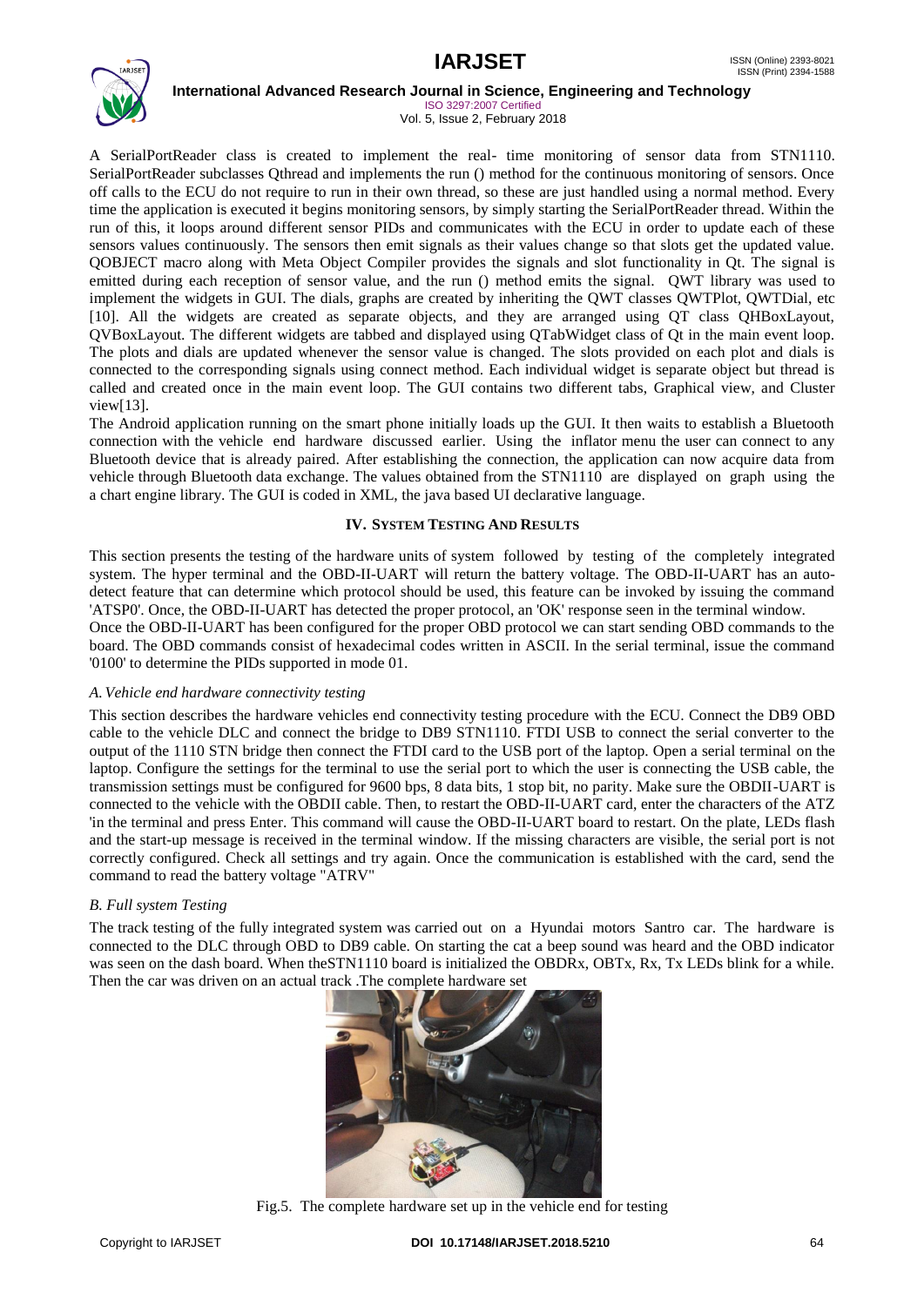A SerialPortReader class is created to implement the real- time monitoring of sensor data from STN1110. SerialPortReader subclasses Qthread and implements the run () method for the continuous monitoring of sensors. Once off calls to the ECU do not require to run in their own thread, so these are just handled using a normal method. Every time the application is executed it begins monitoring sensors, by simply starting the SerialPortReader thread. Within the run of this, it loops around different sensor PIDs and communicates with the ECU in order to update each of these sensors values continuously. The sensors then emit signals as their values change so that slots get the updated value. QOBJECT macro along with Meta Object Compiler provides the signals and slot functionality in Qt. The signal is emitted during each reception of sensor value, and the run () method emits the signal. QWT library was used to implement the widgets in GUI. The dials, graphs are created by inheriting the QWT classes QWTPlot, QWTDial, etc [10]. All the widgets are created as separate objects, and they are arranged using QT class QHBoxLayout, QVBoxLayout. The different widgets are tabbed and displayed using QTabWidget class of Qt in the main event loop. The plots and dials are updated whenever the sensor value is changed. The slots provided on each plot and dials is connected to the corresponding signals using connect method. Each individual widget is separate object but thread is called and created once in the main event loop. The GUI contains two different tabs, Graphical view, and Cluster view[13].

The Android application running on the smart phone initially loads up the GUI. It then waits to establish a Bluetooth connection with the vehicle end hardware discussed earlier. Using the inflator menu the user can connect to any Bluetooth device that is already paired. After establishing the connection, the application can now acquire data from vehicle through Bluetooth data exchange. The values obtained from the STN1110 are displayed on graph using the a chart engine library. The GUI is coded in XML, the java based UI declarative language.

## IV. System Testing And Results

This section presents the testing of the hardware units of system followed by testing of the completely integrated system. The hyper terminal and the OBD-II-UART will return the battery voltage. The OBD-II-UART has an auto-detect feature that can determine which protocol should be used, this feature can be invoked by issuing the command 'ATSP0'. Once, the OBD-II-UART has detected the proper protocol, an 'OK' response seen in the terminal window.

Once the OBD-II-UART has been configured for the proper OBD protocol we can start sending OBD commands to the board. The OBD commands consist of hexadecimal codes written in ASCII. In the serial terminal, issue the command '0100' to determine the PIDs supported in mode 01.

### *A. Vehicle end hardware connectivity testing*

This section describes the hardware vehicles end connectivity testing procedure with the ECU. Connect the DB9 OBD cable to the vehicle DLC and connect the bridge to DB9 STN1110. FTDI USB to connect the serial converter to the output of the 1110 STN bridge then connect the FTDI card to the USB port of the laptop. Open a serial terminal on the laptop. Configure the settings for the terminal to use the serial port to which the user is connecting the USB cable, the transmission settings must be configured for 9600 bps, 8 data bits, 1 stop bit, no parity. Make sure the OBDII-UART is connected to the vehicle with the OBDII cable. Then, to restart the OBD-II-UART card, enter the characters of the ATZ 'in the terminal and press Enter. This command will cause the OBD-II-UART board to restart. On the plate, LEDs flash and the start-up message is received in the terminal window. If the missing characters are visible, the serial port is not correctly configured. Check all settings and try again. Once the communication is established with the card, send the command to read the battery voltage "ATRV"

### *B. Full system Testing*

The track testing of the fully integrated system was carried out on a Hyundai motors Santro car. The hardware is connected to the DLC through OBD to DB9 cable. On starting the cat a beep sound was heard and the OBD indicator was seen on the dash board. When theSTN1110 board is initialized the OBDRx, OBTx, Rx, Tx LEDs blink for a while. Then the car was driven on an actual track .The complete hardware set

Fig.5. The complete hardware set up in the vehicle end for testing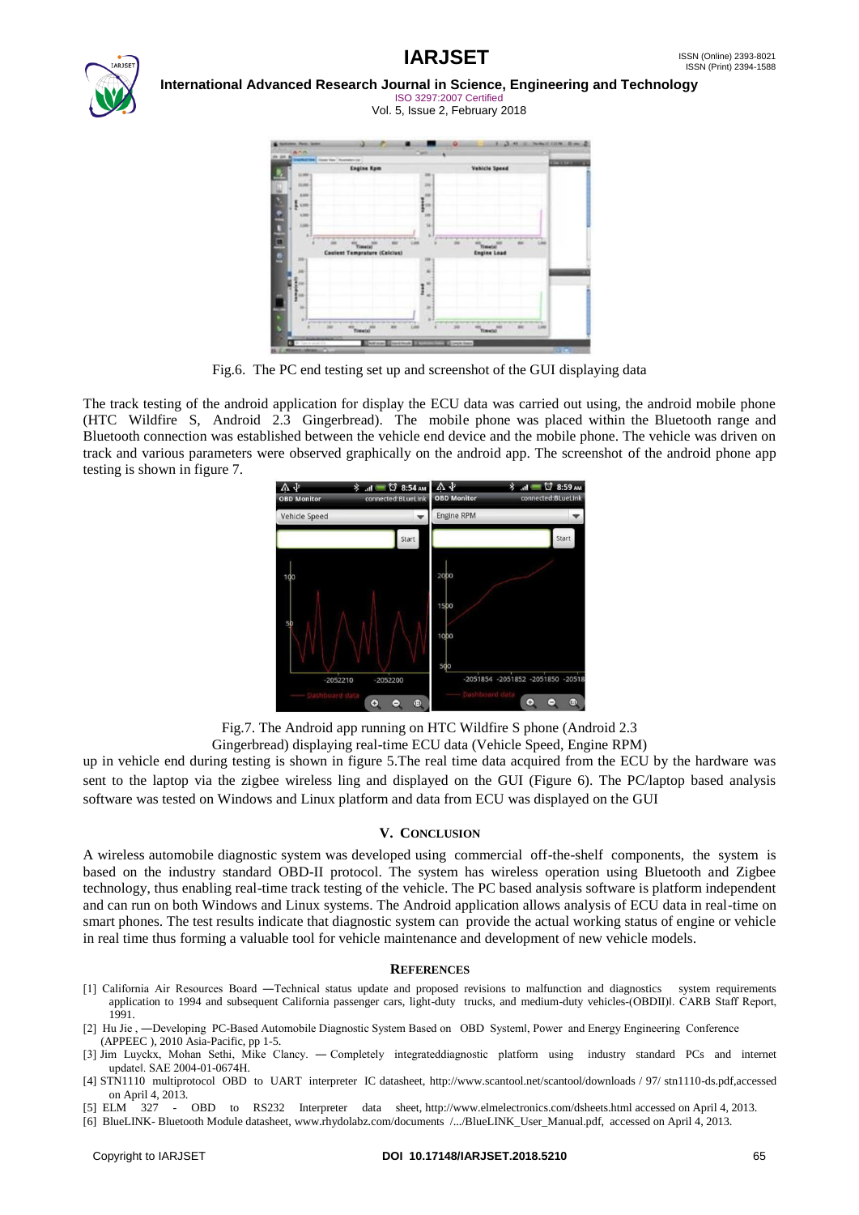Fig.6. The PC end testing set up and screenshot of the GUI displaying data

The track testing of the android application for display the ECU data was carried out using, the android mobile phone (HTC Wildfire S, Android 2.3 Gingerbread). The mobile phone was placed within the Bluetooth range and Bluetooth connection was established between the vehicle end device and the mobile phone. The vehicle was driven on track and various parameters were observed graphically on the android app. The screenshot of the android phone app testing is shown in figure 7.

Fig.7. The Android app running on HTC Wildfire S phone (Android 2.3 Gingerbread) displaying real-time ECU data (Vehicle Speed, Engine RPM)

up in vehicle end during testing is shown in figure 5.The real time data acquired from the ECU by the hardware was sent to the laptop via the zigbee wireless ling and displayed on the GUI (Figure 6). The PC/laptop based analysis software was tested on Windows and Linux platform and data from ECU was displayed on the GUI

## V. CONCLUSION

A wireless automobile diagnostic system was developed using commercial off-the-shelf components, the system is based on the industry standard OBD-II protocol. The system has wireless operation using Bluetooth and Zigbee technology, thus enabling real-time track testing of the vehicle. The PC based analysis software is platform independent and can run on both Windows and Linux systems. The Android application allows analysis of ECU data in real-time on smart phones. The test results indicate that diagnostic system can provide the actual working status of engine or vehicle in real time thus forming a valuable tool for vehicle maintenance and development of new vehicle models.

## REFERENCES

[1] California Air Resources Board ―Technical status update and proposed revisions to malfunction and diagnostics system requirements application to 1994 and subsequent California passenger cars, light-duty trucks, and medium-duty vehicles-(OBDII)‖. CARB Staff Report, 1991.

[2] Hu Jie , ―Developing PC-Based Automobile Diagnostic System Based on OBD System‖, Power and Energy Engineering Conference (APPEEC ), 2010 Asia-Pacific, pp 1-5.

[3] Jim Luyckx, Mohan Sethi, Mike Clancy. ― Completely integrateddiagnostic platform using industry standard PCs and internet update‖. SAE 2004-01-0674H.

[4] STN1110 multiprotocol OBD to UART interpreter IC datasheet, http://www.scantool.net/scantool/downloads / 97/ stn1110-ds.pdf,accessed on April 4, 2013.

[5] ELM 327 - OBD to RS232 Interpreter data sheet, http://www.elmelectronics.com/dsheets.html accessed on April 4, 2013.

[6] BlueLINK- Bluetooth Module datasheet, www.rhydolabz.com/documents /.../BlueLINK_User_Manual.pdf, accessed on April 4, 2013.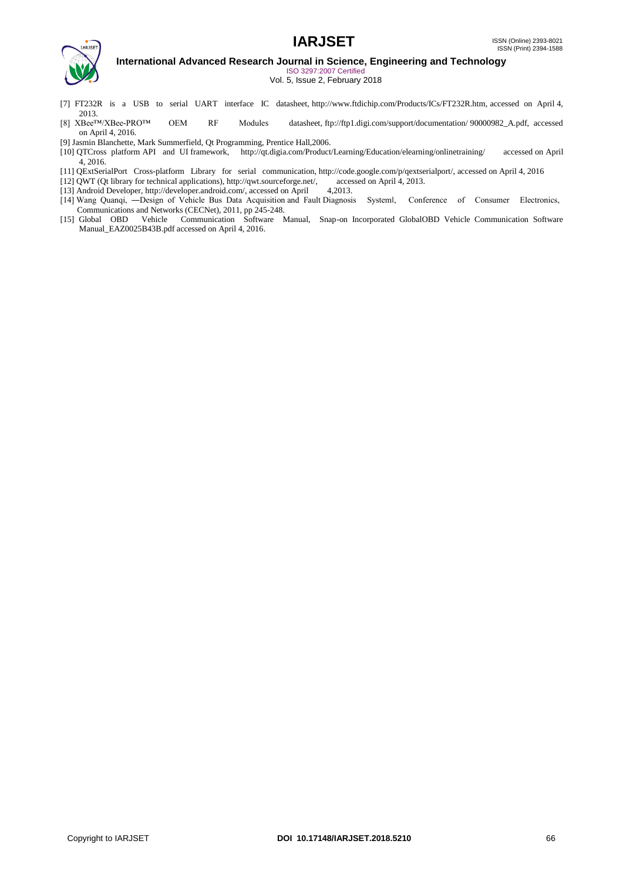[7] FT232R is a USB to serial UART interface IC datasheet, http://www.ftdichip.com/Products/ICs/FT232R.htm, accessed on April 4, 2013.

[8] XBee™/XBee-PRO™ OEM RF Modules datasheet, ftp://ftp1.digi.com/support/documentation/ 90000982_A.pdf, accessed on April 4, 2016.

[9] Jasmin Blanchette, Mark Summerfield, Qt Programming, Prentice Hall,2006.

[10] QTCross platform API and UI framework, http://qt.digia.com/Product/Learning/Education/elearning/onlinetraining/ accessed on April 4, 2016.

[11] QExtSerialPort Cross-platform Library for serial communication, http://code.google.com/p/qextserialport/, accessed on April 4, 2016

[12] QWT (Qt library for technical applications), http://qwt.sourceforge.net/, accessed on April 4, 2013.

[13] Android Developer, http://developer.android.com/, accessed on April 4,2013.

[14] Wang Quanqi, ―Design of Vehicle Bus Data Acquisition and Fault Diagnosis System‖, Conference of Consumer Electronics, Communications and Networks (CECNet), 2011, pp 245-248.

[15] Global OBD Vehicle Communication Software Manual, Snap-on Incorporated GlobalOBD Vehicle Communication Software Manual_EAZ0025B43B.pdf accessed on April 4, 2016.